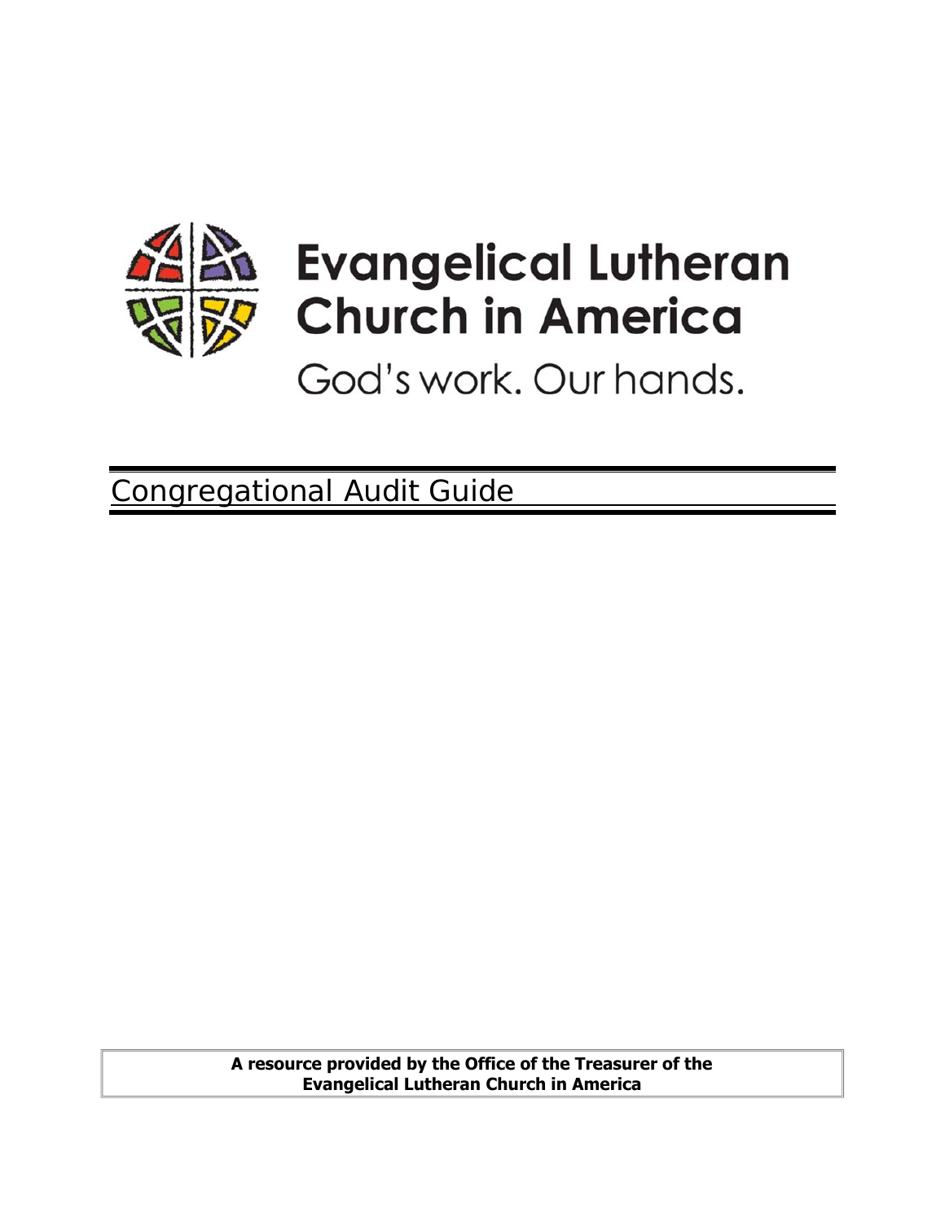Evangelical Lutheran Church in America

God's work. Our hands.

# Congregational Audit Guide

**A resource provided by the Office of the Treasurer of the Evangelical Lutheran Church in America**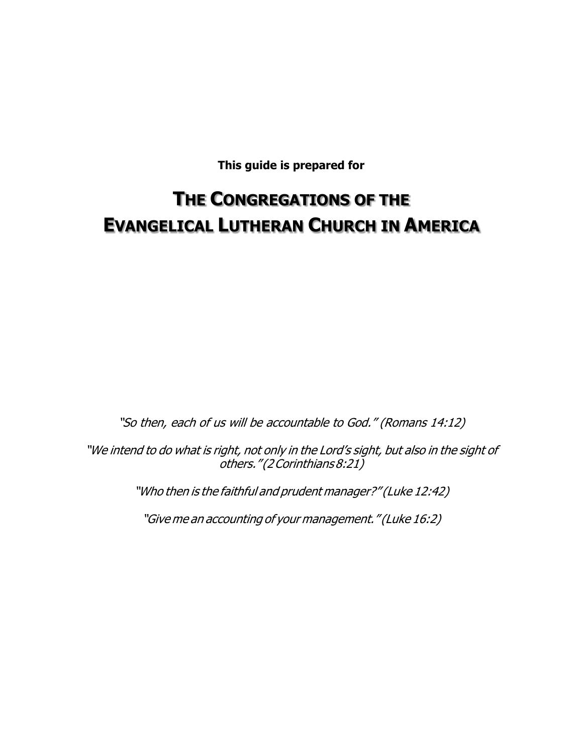**This guide is prepared for**

# THE CONGREGATIONS OF THE EVANGELICAL LUTHERAN CHURCH IN AMERICA

*"So then, each of us will be accountable to God." (Romans 14:12)*

*"We intend to do what is right, not only in the Lord's sight, but also in the sight of others." (2 Corinthians 8:21)*

*"Who then is the faithful and prudent manager?" (Luke 12:42)*

*"Give me an accounting of your management." (Luke 16:2)*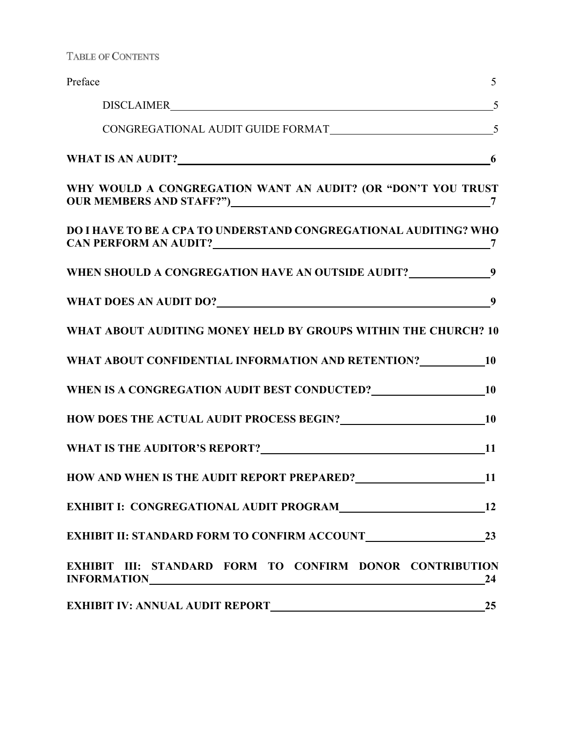## TABLE OF CONTENTS

Preface 5

- DISCLAIMER 5
- CONGREGATIONAL AUDIT GUIDE FORMAT 5

**WHAT IS AN AUDIT? 6**

**WHY WOULD A CONGREGATION WANT AN AUDIT? (OR "DON'T YOU TRUST OUR MEMBERS AND STAFF?") 7**

**DO I HAVE TO BE A CPA TO UNDERSTAND CONGREGATIONAL AUDITING? WHO CAN PERFORM AN AUDIT? 7**

**WHEN SHOULD A CONGREGATION HAVE AN OUTSIDE AUDIT? 9**

**WHAT DOES AN AUDIT DO? 9**

**WHAT ABOUT AUDITING MONEY HELD BY GROUPS WITHIN THE CHURCH? 10**

**WHAT ABOUT CONFIDENTIAL INFORMATION AND RETENTION? 10**

**WHEN IS A CONGREGATION AUDIT BEST CONDUCTED? 10**

**HOW DOES THE ACTUAL AUDIT PROCESS BEGIN? 10**

**WHAT IS THE AUDITOR'S REPORT? 11**

**HOW AND WHEN IS THE AUDIT REPORT PREPARED? 11**

**EXHIBIT I: CONGREGATIONAL AUDIT PROGRAM 12**

**EXHIBIT II: STANDARD FORM TO CONFIRM ACCOUNT 23**

**EXHIBIT III: STANDARD FORM TO CONFIRM DONOR CONTRIBUTION INFORMATION 24**

**EXHIBIT IV: ANNUAL AUDIT REPORT 25**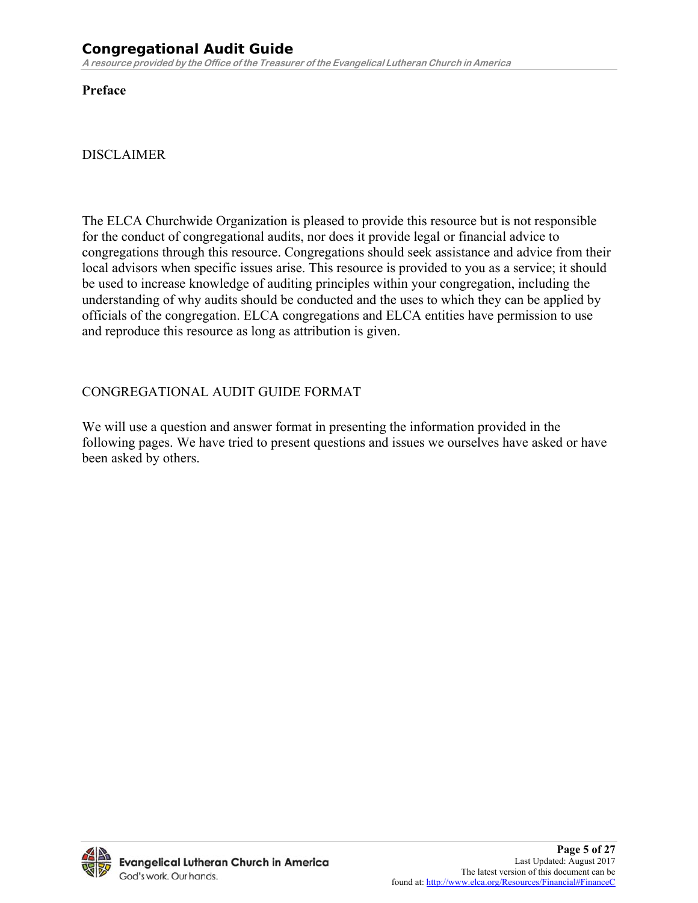**Preface**

DISCLAIMER

The ELCA Churchwide Organization is pleased to provide this resource but is not responsible for the conduct of congregational audits, nor does it provide legal or financial advice to congregations through this resource. Congregations should seek assistance and advice from their local advisors when specific issues arise. This resource is provided to you as a service; it should be used to increase knowledge of auditing principles within your congregation, including the understanding of why audits should be conducted and the uses to which they can be applied by officials of the congregation. ELCA congregations and ELCA entities have permission to use and reproduce this resource as long as attribution is given.

CONGREGATIONAL AUDIT GUIDE FORMAT

We will use a question and answer format in presenting the information provided in the following pages. We have tried to present questions and issues we ourselves have asked or have been asked by others.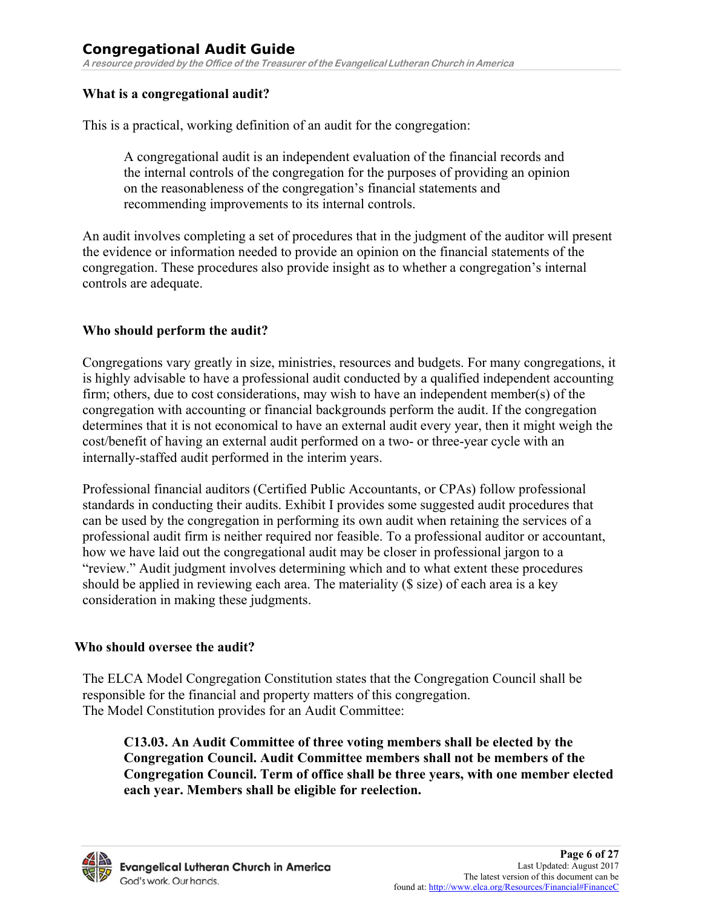### What is a congregational audit?

This is a practical, working definition of an audit for the congregation:

> A congregational audit is an independent evaluation of the financial records and the internal controls of the congregation for the purposes of providing an opinion on the reasonableness of the congregation's financial statements and recommending improvements to its internal controls.

An audit involves completing a set of procedures that in the judgment of the auditor will present the evidence or information needed to provide an opinion on the financial statements of the congregation. These procedures also provide insight as to whether a congregation's internal controls are adequate.

### Who should perform the audit?

Congregations vary greatly in size, ministries, resources and budgets. For many congregations, it is highly advisable to have a professional audit conducted by a qualified independent accounting firm; others, due to cost considerations, may wish to have an independent member(s) of the congregation with accounting or financial backgrounds perform the audit. If the congregation determines that it is not economical to have an external audit every year, then it might weigh the cost/benefit of having an external audit performed on a two- or three-year cycle with an internally-staffed audit performed in the interim years.

Professional financial auditors (Certified Public Accountants, or CPAs) follow professional standards in conducting their audits. Exhibit I provides some suggested audit procedures that can be used by the congregation in performing its own audit when retaining the services of a professional audit firm is neither required nor feasible. To a professional auditor or accountant, how we have laid out the congregational audit may be closer in professional jargon to a "review." Audit judgment involves determining which and to what extent these procedures should be applied in reviewing each area. The materiality ($ size) of each area is a key consideration in making these judgments.

### Who should oversee the audit?

The ELCA Model Congregation Constitution states that the Congregation Council shall be responsible for the financial and property matters of this congregation.
The Model Constitution provides for an Audit Committee:

> **C13.03. An Audit Committee of three voting members shall be elected by the Congregation Council. Audit Committee members shall not be members of the Congregation Council. Term of office shall be three years, with one member elected each year. Members shall be eligible for reelection.**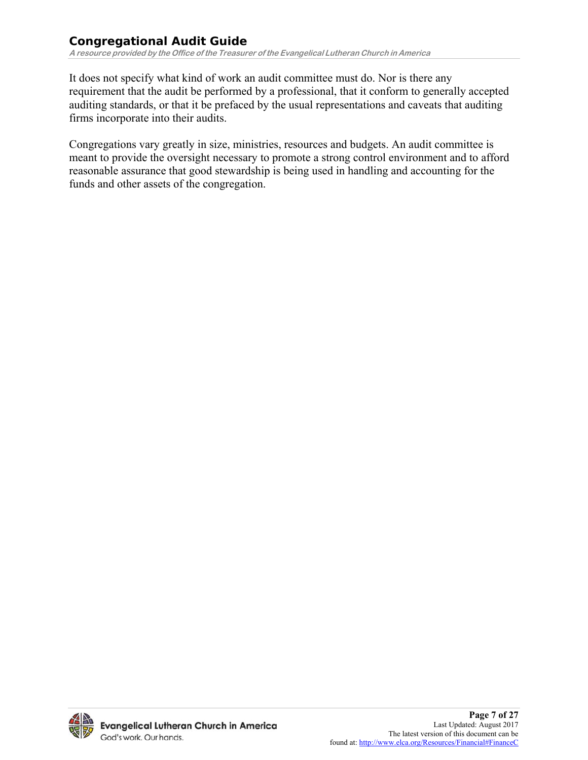It does not specify what kind of work an audit committee must do. Nor is there any requirement that the audit be performed by a professional, that it conform to generally accepted auditing standards, or that it be prefaced by the usual representations and caveats that auditing firms incorporate into their audits.

Congregations vary greatly in size, ministries, resources and budgets. An audit committee is meant to provide the oversight necessary to promote a strong control environment and to afford reasonable assurance that good stewardship is being used in handling and accounting for the funds and other assets of the congregation.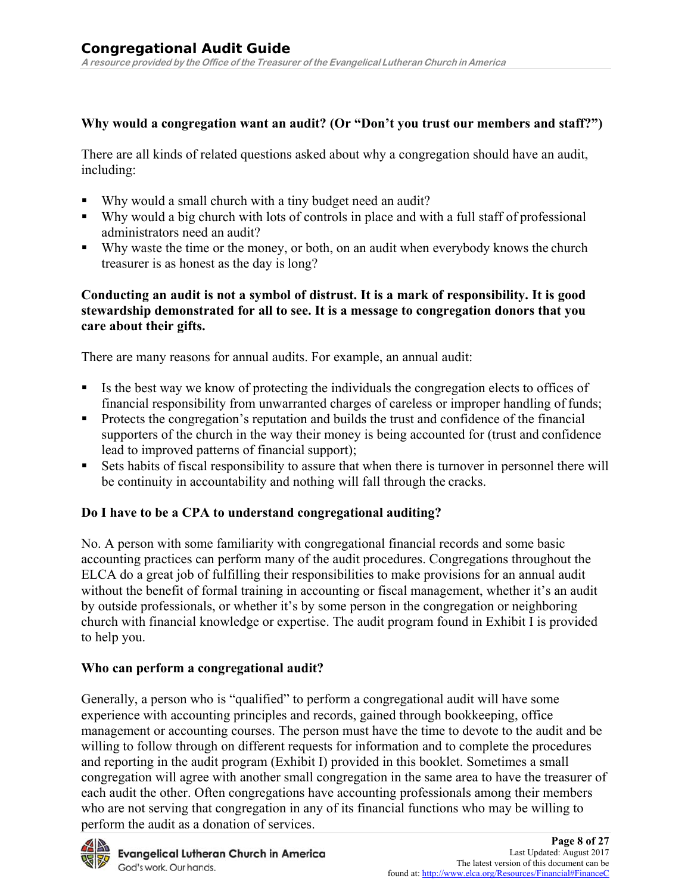## Why would a congregation want an audit? (Or "Don't you trust our members and staff?")

There are all kinds of related questions asked about why a congregation should have an audit, including:

- Why would a small church with a tiny budget need an audit?
- Why would a big church with lots of controls in place and with a full staff of professional administrators need an audit?
- Why waste the time or the money, or both, on an audit when everybody knows the church treasurer is as honest as the day is long?

**Conducting an audit is not a symbol of distrust. It is a mark of responsibility. It is good stewardship demonstrated for all to see. It is a message to congregation donors that you care about their gifts.**

There are many reasons for annual audits. For example, an annual audit:

- Is the best way we know of protecting the individuals the congregation elects to offices of financial responsibility from unwarranted charges of careless or improper handling of funds;
- Protects the congregation's reputation and builds the trust and confidence of the financial supporters of the church in the way their money is being accounted for (trust and confidence lead to improved patterns of financial support);
- Sets habits of fiscal responsibility to assure that when there is turnover in personnel there will be continuity in accountability and nothing will fall through the cracks.

## Do I have to be a CPA to understand congregational auditing?

No. A person with some familiarity with congregational financial records and some basic accounting practices can perform many of the audit procedures. Congregations throughout the ELCA do a great job of fulfilling their responsibilities to make provisions for an annual audit without the benefit of formal training in accounting or fiscal management, whether it's an audit by outside professionals, or whether it's by some person in the congregation or neighboring church with financial knowledge or expertise. The audit program found in Exhibit I is provided to help you.

## Who can perform a congregational audit?

Generally, a person who is "qualified" to perform a congregational audit will have some experience with accounting principles and records, gained through bookkeeping, office management or accounting courses. The person must have the time to devote to the audit and be willing to follow through on different requests for information and to complete the procedures and reporting in the audit program (Exhibit I) provided in this booklet. Sometimes a small congregation will agree with another small congregation in the same area to have the treasurer of each audit the other. Often congregations have accounting professionals among their members who are not serving that congregation in any of its financial functions who may be willing to perform the audit as a donation of services.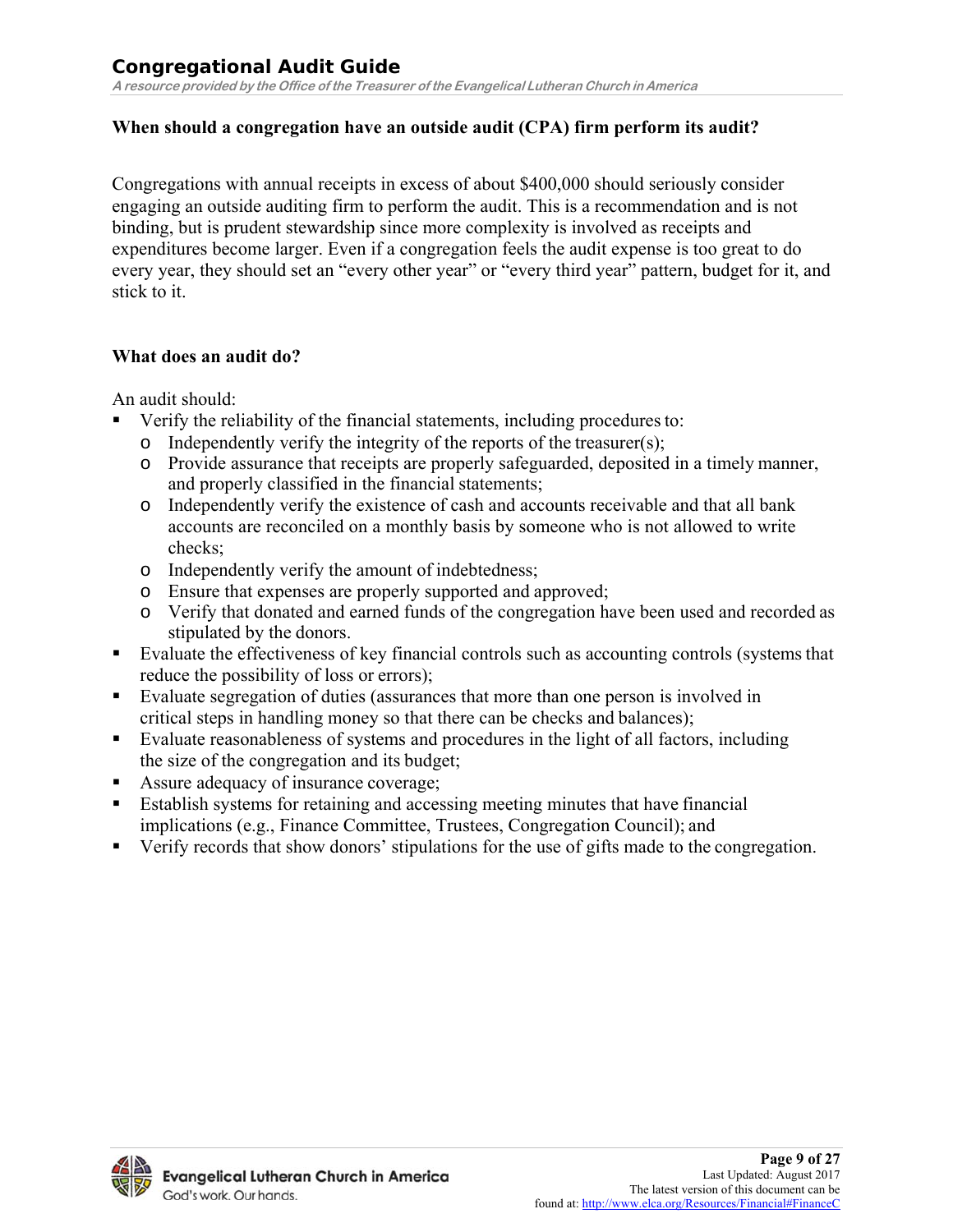### When should a congregation have an outside audit (CPA) firm perform its audit?

Congregations with annual receipts in excess of about $400,000 should seriously consider engaging an outside auditing firm to perform the audit. This is a recommendation and is not binding, but is prudent stewardship since more complexity is involved as receipts and expenditures become larger. Even if a congregation feels the audit expense is too great to do every year, they should set an “every other year” or “every third year” pattern, budget for it, and stick to it.

### What does an audit do?

An audit should:

- Verify the reliability of the financial statements, including procedures to:
  - Independently verify the integrity of the reports of the treasurer(s);
  - Provide assurance that receipts are properly safeguarded, deposited in a timely manner, and properly classified in the financial statements;
  - Independently verify the existence of cash and accounts receivable and that all bank accounts are reconciled on a monthly basis by someone who is not allowed to write checks;
  - Independently verify the amount of indebtedness;
  - Ensure that expenses are properly supported and approved;
  - Verify that donated and earned funds of the congregation have been used and recorded as stipulated by the donors.
- Evaluate the effectiveness of key financial controls such as accounting controls (systems that reduce the possibility of loss or errors);
- Evaluate segregation of duties (assurances that more than one person is involved in critical steps in handling money so that there can be checks and balances);
- Evaluate reasonableness of systems and procedures in the light of all factors, including the size of the congregation and its budget;
- Assure adequacy of insurance coverage;
- Establish systems for retaining and accessing meeting minutes that have financial implications (e.g., Finance Committee, Trustees, Congregation Council); and
- Verify records that show donors’ stipulations for the use of gifts made to the congregation.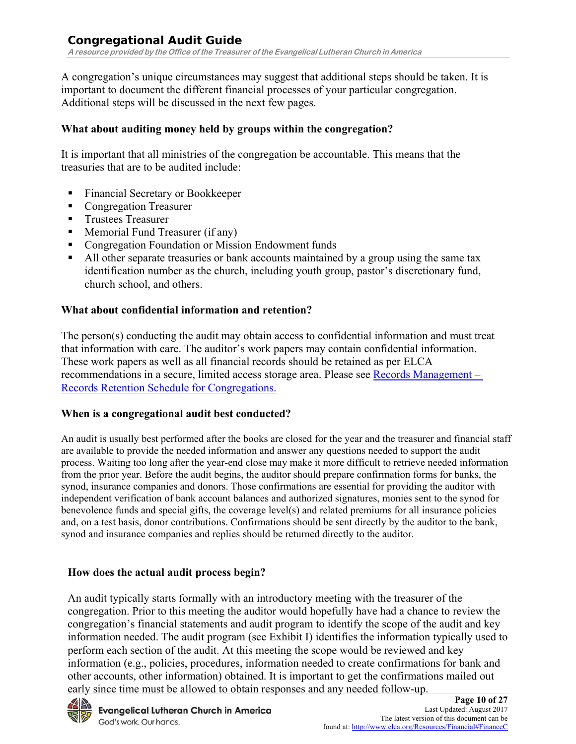A congregation's unique circumstances may suggest that additional steps should be taken. It is important to document the different financial processes of your particular congregation. Additional steps will be discussed in the next few pages.

### What about auditing money held by groups within the congregation?

It is important that all ministries of the congregation be accountable. This means that the treasuries that are to be audited include:

- Financial Secretary or Bookkeeper
- Congregation Treasurer
- Trustees Treasurer
- Memorial Fund Treasurer (if any)
- Congregation Foundation or Mission Endowment funds
- All other separate treasuries or bank accounts maintained by a group using the same tax identification number as the church, including youth group, pastor's discretionary fund, church school, and others.

### What about confidential information and retention?

The person(s) conducting the audit may obtain access to confidential information and must treat that information with care. The auditor's work papers may contain confidential information. These work papers as well as all financial records should be retained as per ELCA recommendations in a secure, limited access storage area. Please see [Records Management – Records Retention Schedule for Congregations.]

### When is a congregational audit best conducted?

An audit is usually best performed after the books are closed for the year and the treasurer and financial staff are available to provide the needed information and answer any questions needed to support the audit process. Waiting too long after the year-end close may make it more difficult to retrieve needed information from the prior year. Before the audit begins, the auditor should prepare confirmation forms for banks, the synod, insurance companies and donors. Those confirmations are essential for providing the auditor with independent verification of bank account balances and authorized signatures, monies sent to the synod for benevolence funds and special gifts, the coverage level(s) and related premiums for all insurance policies and, on a test basis, donor contributions. Confirmations should be sent directly by the auditor to the bank, synod and insurance companies and replies should be returned directly to the auditor.

### How does the actual audit process begin?

An audit typically starts formally with an introductory meeting with the treasurer of the congregation. Prior to this meeting the auditor would hopefully have had a chance to review the congregation's financial statements and audit program to identify the scope of the audit and key information needed. The audit program (see Exhibit I) identifies the information typically used to perform each section of the audit. At this meeting the scope would be reviewed and key information (e.g., policies, procedures, information needed to create confirmations for bank and other accounts, other information) obtained. It is important to get the confirmations mailed out early since time must be allowed to obtain responses and any needed follow-up.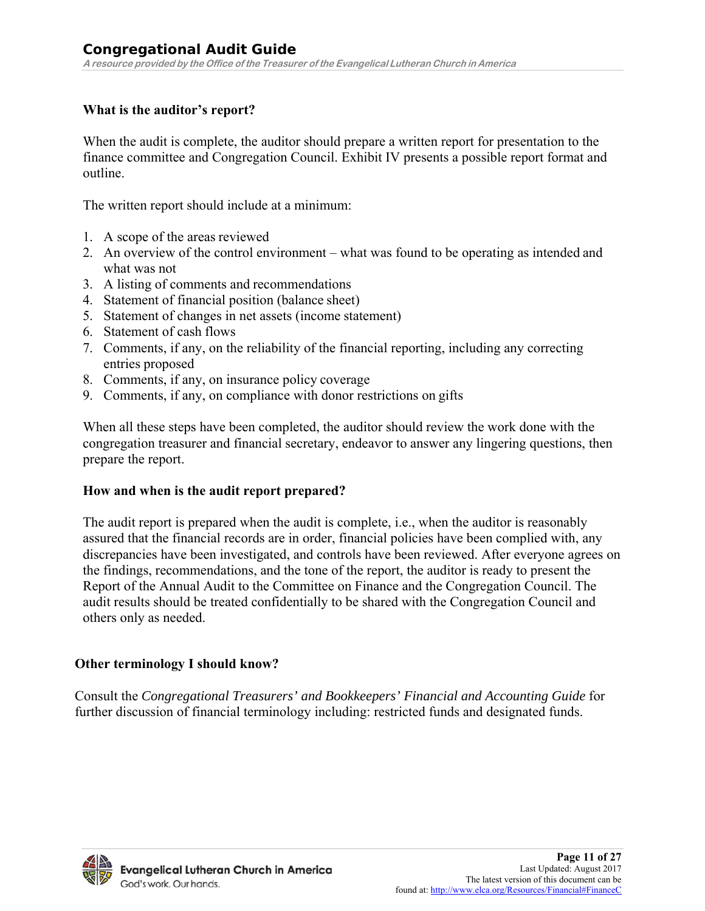### What is the auditor's report?

When the audit is complete, the auditor should prepare a written report for presentation to the finance committee and Congregation Council. Exhibit IV presents a possible report format and outline.

The written report should include at a minimum:

1. A scope of the areas reviewed
2. An overview of the control environment – what was found to be operating as intended and what was not
3. A listing of comments and recommendations
4. Statement of financial position (balance sheet)
5. Statement of changes in net assets (income statement)
6. Statement of cash flows
7. Comments, if any, on the reliability of the financial reporting, including any correcting entries proposed
8. Comments, if any, on insurance policy coverage
9. Comments, if any, on compliance with donor restrictions on gifts

When all these steps have been completed, the auditor should review the work done with the congregation treasurer and financial secretary, endeavor to answer any lingering questions, then prepare the report.

### How and when is the audit report prepared?

The audit report is prepared when the audit is complete, i.e., when the auditor is reasonably assured that the financial records are in order, financial policies have been complied with, any discrepancies have been investigated, and controls have been reviewed. After everyone agrees on the findings, recommendations, and the tone of the report, the auditor is ready to present the Report of the Annual Audit to the Committee on Finance and the Congregation Council. The audit results should be treated confidentially to be shared with the Congregation Council and others only as needed.

## Other terminology I should know?

Consult the *Congregational Treasurers' and Bookkeepers' Financial and Accounting Guide* for further discussion of financial terminology including: restricted funds and designated funds.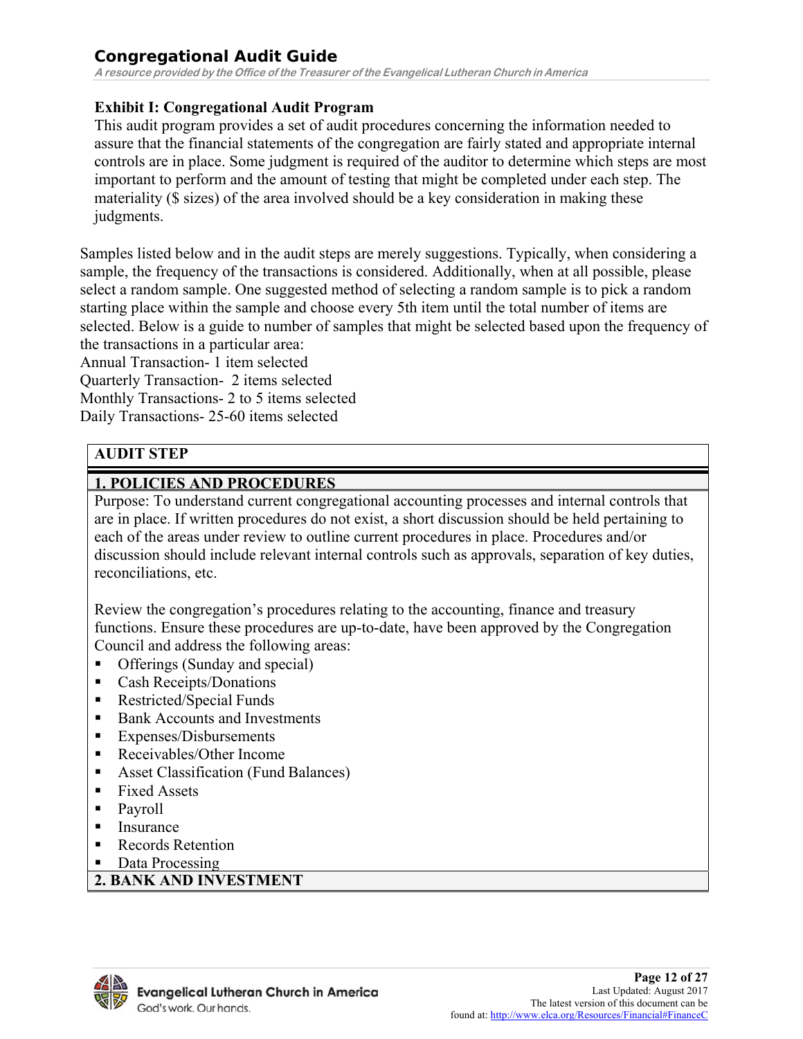### Exhibit I: Congregational Audit Program

This audit program provides a set of audit procedures concerning the information needed to assure that the financial statements of the congregation are fairly stated and appropriate internal controls are in place. Some judgment is required of the auditor to determine which steps are most important to perform and the amount of testing that might be completed under each step. The materiality ($ sizes) of the area involved should be a key consideration in making these judgments.

Samples listed below and in the audit steps are merely suggestions. Typically, when considering a sample, the frequency of the transactions is considered. Additionally, when at all possible, please select a random sample. One suggested method of selecting a random sample is to pick a random starting place within the sample and choose every 5th item until the total number of items are selected. Below is a guide to number of samples that might be selected based upon the frequency of the transactions in a particular area:

Annual Transaction- 1 item selected
Quarterly Transaction- 2 items selected
Monthly Transactions- 2 to 5 items selected
Daily Transactions- 25-60 items selected

| AUDIT STEP |
| --- |
| **1. POLICIES AND PROCEDURES** |
| Purpose: To understand current congregational accounting processes and internal controls that are in place. If written procedures do not exist, a short discussion should be held pertaining to each of the areas under review to outline current procedures in place. Procedures and/or discussion should include relevant internal controls such as approvals, separation of key duties, reconciliations, etc.<br><br>Review the congregation's procedures relating to the accounting, finance and treasury functions. Ensure these procedures are up-to-date, have been approved by the Congregation Council and address the following areas:<br>▪ Offerings (Sunday and special)<br>▪ Cash Receipts/Donations<br>▪ Restricted/Special Funds<br>▪ Bank Accounts and Investments<br>▪ Expenses/Disbursements<br>▪ Receivables/Other Income<br>▪ Asset Classification (Fund Balances)<br>▪ Fixed Assets<br>▪ Payroll<br>▪ Insurance<br>▪ Records Retention<br>▪ Data Processing |
| **2. BANK AND INVESTMENT** |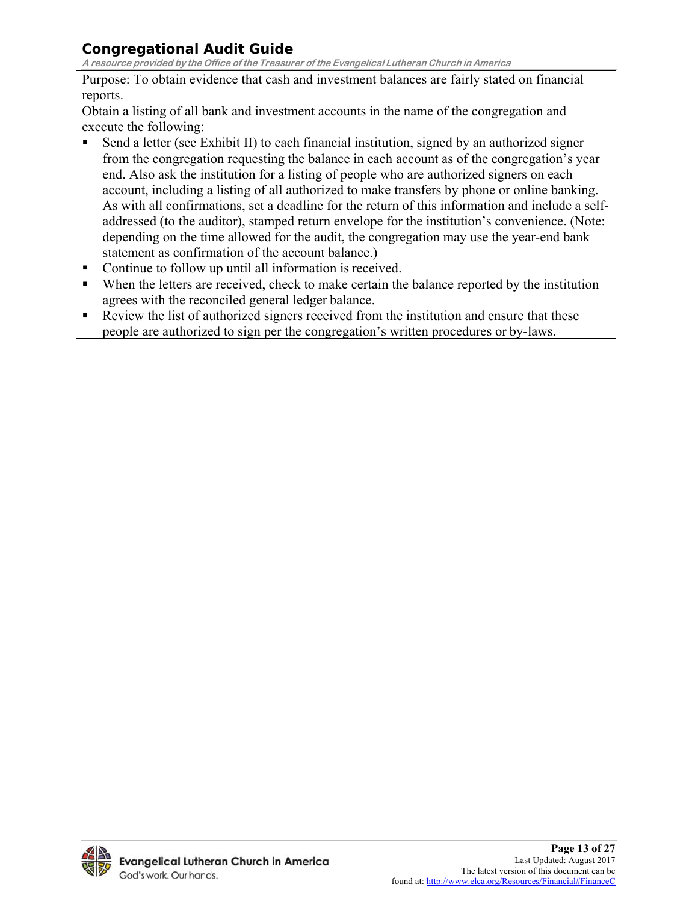Purpose: To obtain evidence that cash and investment balances are fairly stated on financial reports.

Obtain a listing of all bank and investment accounts in the name of the congregation and execute the following:

- Send a letter (see Exhibit II) to each financial institution, signed by an authorized signer from the congregation requesting the balance in each account as of the congregation's year end. Also ask the institution for a listing of people who are authorized signers on each account, including a listing of all authorized to make transfers by phone or online banking. As with all confirmations, set a deadline for the return of this information and include a self-addressed (to the auditor), stamped return envelope for the institution's convenience. (Note: depending on the time allowed for the audit, the congregation may use the year-end bank statement as confirmation of the account balance.)
- Continue to follow up until all information is received.
- When the letters are received, check to make certain the balance reported by the institution agrees with the reconciled general ledger balance.
- Review the list of authorized signers received from the institution and ensure that these people are authorized to sign per the congregation's written procedures or by-laws.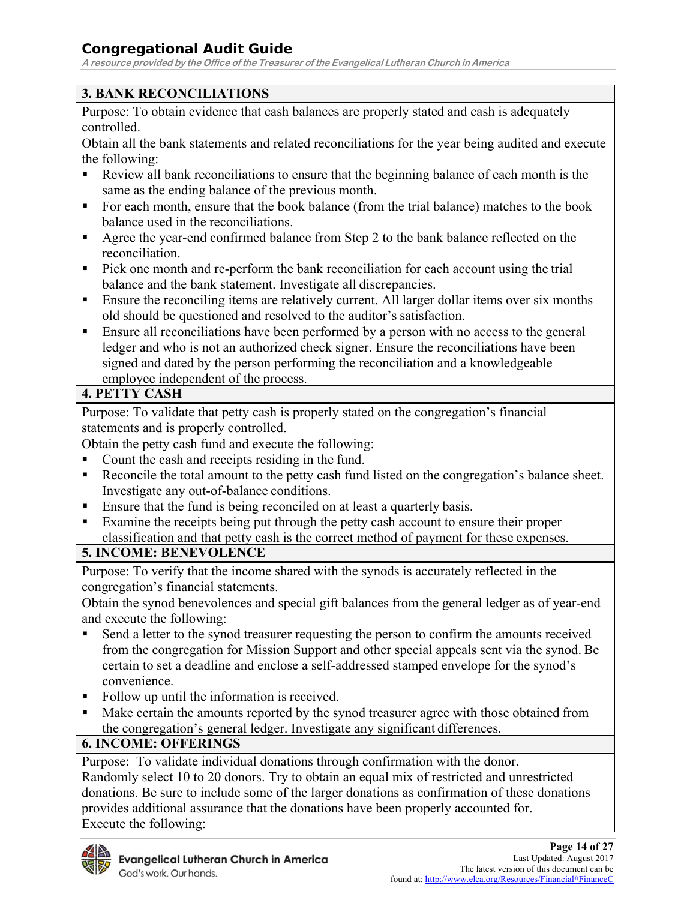## 3. BANK RECONCILIATIONS

Purpose: To obtain evidence that cash balances are properly stated and cash is adequately controlled.

Obtain all the bank statements and related reconciliations for the year being audited and execute the following:

- Review all bank reconciliations to ensure that the beginning balance of each month is the same as the ending balance of the previous month.
- For each month, ensure that the book balance (from the trial balance) matches to the book balance used in the reconciliations.
- Agree the year-end confirmed balance from Step 2 to the bank balance reflected on the reconciliation.
- Pick one month and re-perform the bank reconciliation for each account using the trial balance and the bank statement. Investigate all discrepancies.
- Ensure the reconciling items are relatively current. All larger dollar items over six months old should be questioned and resolved to the auditor's satisfaction.
- Ensure all reconciliations have been performed by a person with no access to the general ledger and who is not an authorized check signer. Ensure the reconciliations have been signed and dated by the person performing the reconciliation and a knowledgeable employee independent of the process.

## 4. PETTY CASH

Purpose: To validate that petty cash is properly stated on the congregation's financial statements and is properly controlled.

Obtain the petty cash fund and execute the following:

- Count the cash and receipts residing in the fund.
- Reconcile the total amount to the petty cash fund listed on the congregation's balance sheet. Investigate any out-of-balance conditions.
- Ensure that the fund is being reconciled on at least a quarterly basis.
- Examine the receipts being put through the petty cash account to ensure their proper classification and that petty cash is the correct method of payment for these expenses.

## 5. INCOME: BENEVOLENCE

Purpose: To verify that the income shared with the synods is accurately reflected in the congregation's financial statements.

Obtain the synod benevolences and special gift balances from the general ledger as of year-end and execute the following:

- Send a letter to the synod treasurer requesting the person to confirm the amounts received from the congregation for Mission Support and other special appeals sent via the synod. Be certain to set a deadline and enclose a self-addressed stamped envelope for the synod's convenience.
- Follow up until the information is received.
- Make certain the amounts reported by the synod treasurer agree with those obtained from the congregation's general ledger. Investigate any significant differences.

## 6. INCOME: OFFERINGS

Purpose: To validate individual donations through confirmation with the donor.

Randomly select 10 to 20 donors. Try to obtain an equal mix of restricted and unrestricted donations. Be sure to include some of the larger donations as confirmation of these donations provides additional assurance that the donations have been properly accounted for.

Execute the following: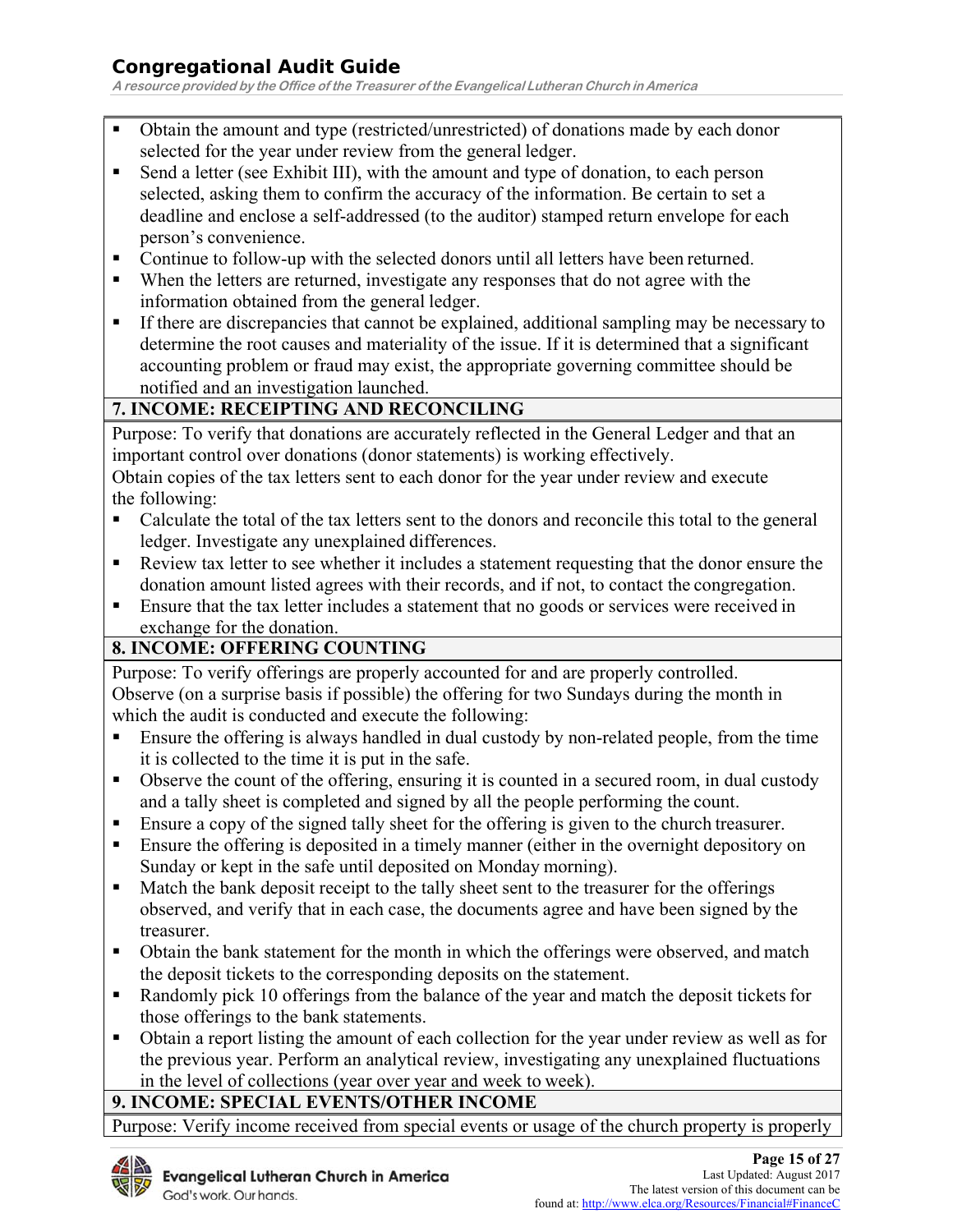- Obtain the amount and type (restricted/unrestricted) of donations made by each donor selected for the year under review from the general ledger.
- Send a letter (see Exhibit III), with the amount and type of donation, to each person selected, asking them to confirm the accuracy of the information. Be certain to set a deadline and enclose a self-addressed (to the auditor) stamped return envelope for each person's convenience.
- Continue to follow-up with the selected donors until all letters have been returned.
- When the letters are returned, investigate any responses that do not agree with the information obtained from the general ledger.
- If there are discrepancies that cannot be explained, additional sampling may be necessary to determine the root causes and materiality of the issue. If it is determined that a significant accounting problem or fraud may exist, the appropriate governing committee should be notified and an investigation launched.

## 7. INCOME: RECEIPTING AND RECONCILING

Purpose: To verify that donations are accurately reflected in the General Ledger and that an important control over donations (donor statements) is working effectively.

Obtain copies of the tax letters sent to each donor for the year under review and execute the following:

- Calculate the total of the tax letters sent to the donors and reconcile this total to the general ledger. Investigate any unexplained differences.
- Review tax letter to see whether it includes a statement requesting that the donor ensure the donation amount listed agrees with their records, and if not, to contact the congregation.
- Ensure that the tax letter includes a statement that no goods or services were received in exchange for the donation.

## 8. INCOME: OFFERING COUNTING

Purpose: To verify offerings are properly accounted for and are properly controlled.

Observe (on a surprise basis if possible) the offering for two Sundays during the month in which the audit is conducted and execute the following:

- Ensure the offering is always handled in dual custody by non-related people, from the time it is collected to the time it is put in the safe.
- Observe the count of the offering, ensuring it is counted in a secured room, in dual custody and a tally sheet is completed and signed by all the people performing the count.
- Ensure a copy of the signed tally sheet for the offering is given to the church treasurer.
- Ensure the offering is deposited in a timely manner (either in the overnight depository on Sunday or kept in the safe until deposited on Monday morning).
- Match the bank deposit receipt to the tally sheet sent to the treasurer for the offerings observed, and verify that in each case, the documents agree and have been signed by the treasurer.
- Obtain the bank statement for the month in which the offerings were observed, and match the deposit tickets to the corresponding deposits on the statement.
- Randomly pick 10 offerings from the balance of the year and match the deposit tickets for those offerings to the bank statements.
- Obtain a report listing the amount of each collection for the year under review as well as for the previous year. Perform an analytical review, investigating any unexplained fluctuations in the level of collections (year over year and week to week).

## 9. INCOME: SPECIAL EVENTS/OTHER INCOME

Purpose: Verify income received from special events or usage of the church property is properly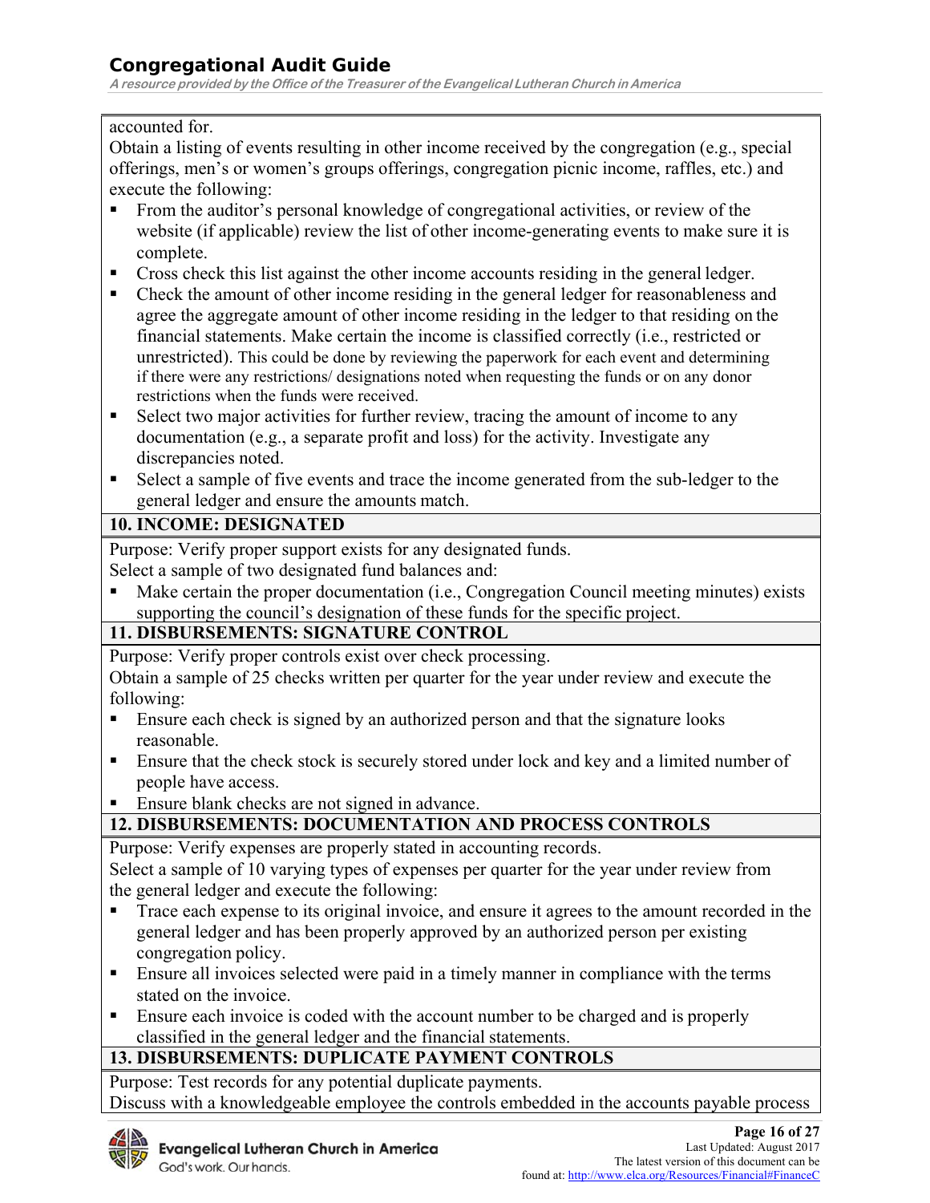accounted for.

Obtain a listing of events resulting in other income received by the congregation (e.g., special offerings, men's or women's groups offerings, congregation picnic income, raffles, etc.) and execute the following:

- From the auditor's personal knowledge of congregational activities, or review of the website (if applicable) review the list of other income-generating events to make sure it is complete.
- Cross check this list against the other income accounts residing in the general ledger.
- Check the amount of other income residing in the general ledger for reasonableness and agree the aggregate amount of other income residing in the ledger to that residing on the financial statements. Make certain the income is classified correctly (i.e., restricted or unrestricted). This could be done by reviewing the paperwork for each event and determining if there were any restrictions/ designations noted when requesting the funds or on any donor restrictions when the funds were received.
- Select two major activities for further review, tracing the amount of income to any documentation (e.g., a separate profit and loss) for the activity. Investigate any discrepancies noted.
- Select a sample of five events and trace the income generated from the sub-ledger to the general ledger and ensure the amounts match.

## 10. INCOME: DESIGNATED

Purpose: Verify proper support exists for any designated funds.

Select a sample of two designated fund balances and:

- Make certain the proper documentation (i.e., Congregation Council meeting minutes) exists supporting the council's designation of these funds for the specific project.

## 11. DISBURSEMENTS: SIGNATURE CONTROL

Purpose: Verify proper controls exist over check processing.

Obtain a sample of 25 checks written per quarter for the year under review and execute the following:

- Ensure each check is signed by an authorized person and that the signature looks reasonable.
- Ensure that the check stock is securely stored under lock and key and a limited number of people have access.
- Ensure blank checks are not signed in advance.

## 12. DISBURSEMENTS: DOCUMENTATION AND PROCESS CONTROLS

Purpose: Verify expenses are properly stated in accounting records.

Select a sample of 10 varying types of expenses per quarter for the year under review from the general ledger and execute the following:

- Trace each expense to its original invoice, and ensure it agrees to the amount recorded in the general ledger and has been properly approved by an authorized person per existing congregation policy.
- Ensure all invoices selected were paid in a timely manner in compliance with the terms stated on the invoice.
- Ensure each invoice is coded with the account number to be charged and is properly classified in the general ledger and the financial statements.

## 13. DISBURSEMENTS: DUPLICATE PAYMENT CONTROLS

Purpose: Test records for any potential duplicate payments.

Discuss with a knowledgeable employee the controls embedded in the accounts payable process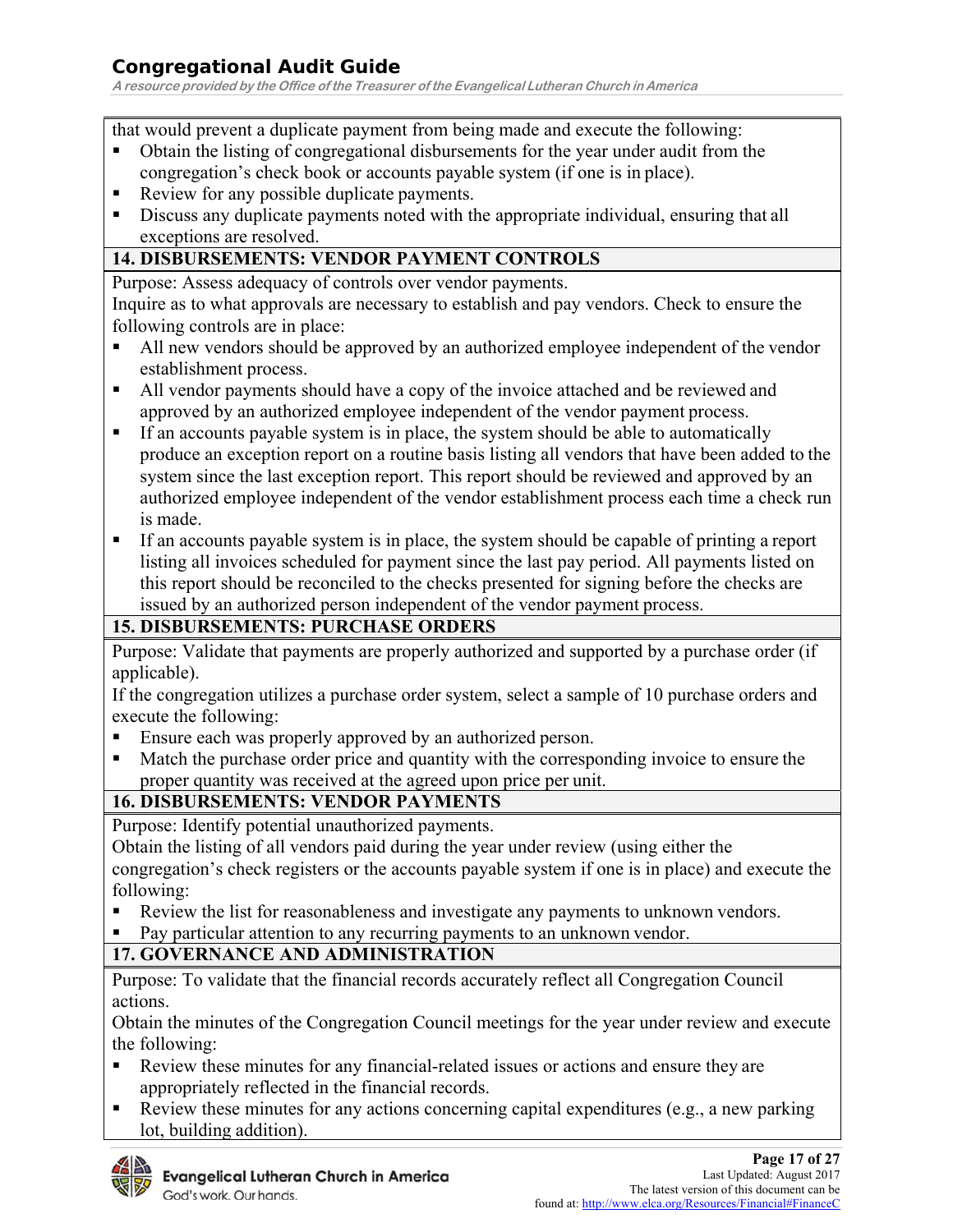that would prevent a duplicate payment from being made and execute the following:

- Obtain the listing of congregational disbursements for the year under audit from the congregation's check book or accounts payable system (if one is in place).
- Review for any possible duplicate payments.
- Discuss any duplicate payments noted with the appropriate individual, ensuring that all exceptions are resolved.

## 14. DISBURSEMENTS: VENDOR PAYMENT CONTROLS

Purpose: Assess adequacy of controls over vendor payments.

Inquire as to what approvals are necessary to establish and pay vendors. Check to ensure the following controls are in place:

- All new vendors should be approved by an authorized employee independent of the vendor establishment process.
- All vendor payments should have a copy of the invoice attached and be reviewed and approved by an authorized employee independent of the vendor payment process.
- If an accounts payable system is in place, the system should be able to automatically produce an exception report on a routine basis listing all vendors that have been added to the system since the last exception report. This report should be reviewed and approved by an authorized employee independent of the vendor establishment process each time a check run is made.
- If an accounts payable system is in place, the system should be capable of printing a report listing all invoices scheduled for payment since the last pay period. All payments listed on this report should be reconciled to the checks presented for signing before the checks are issued by an authorized person independent of the vendor payment process.

## 15. DISBURSEMENTS: PURCHASE ORDERS

Purpose: Validate that payments are properly authorized and supported by a purchase order (if applicable).

If the congregation utilizes a purchase order system, select a sample of 10 purchase orders and execute the following:

- Ensure each was properly approved by an authorized person.
- Match the purchase order price and quantity with the corresponding invoice to ensure the proper quantity was received at the agreed upon price per unit.

## 16. DISBURSEMENTS: VENDOR PAYMENTS

Purpose: Identify potential unauthorized payments.

Obtain the listing of all vendors paid during the year under review (using either the congregation's check registers or the accounts payable system if one is in place) and execute the following:

- Review the list for reasonableness and investigate any payments to unknown vendors.
- Pay particular attention to any recurring payments to an unknown vendor.

## 17. GOVERNANCE AND ADMINISTRATION

Purpose: To validate that the financial records accurately reflect all Congregation Council actions.

Obtain the minutes of the Congregation Council meetings for the year under review and execute the following:

- Review these minutes for any financial-related issues or actions and ensure they are appropriately reflected in the financial records.
- Review these minutes for any actions concerning capital expenditures (e.g., a new parking lot, building addition).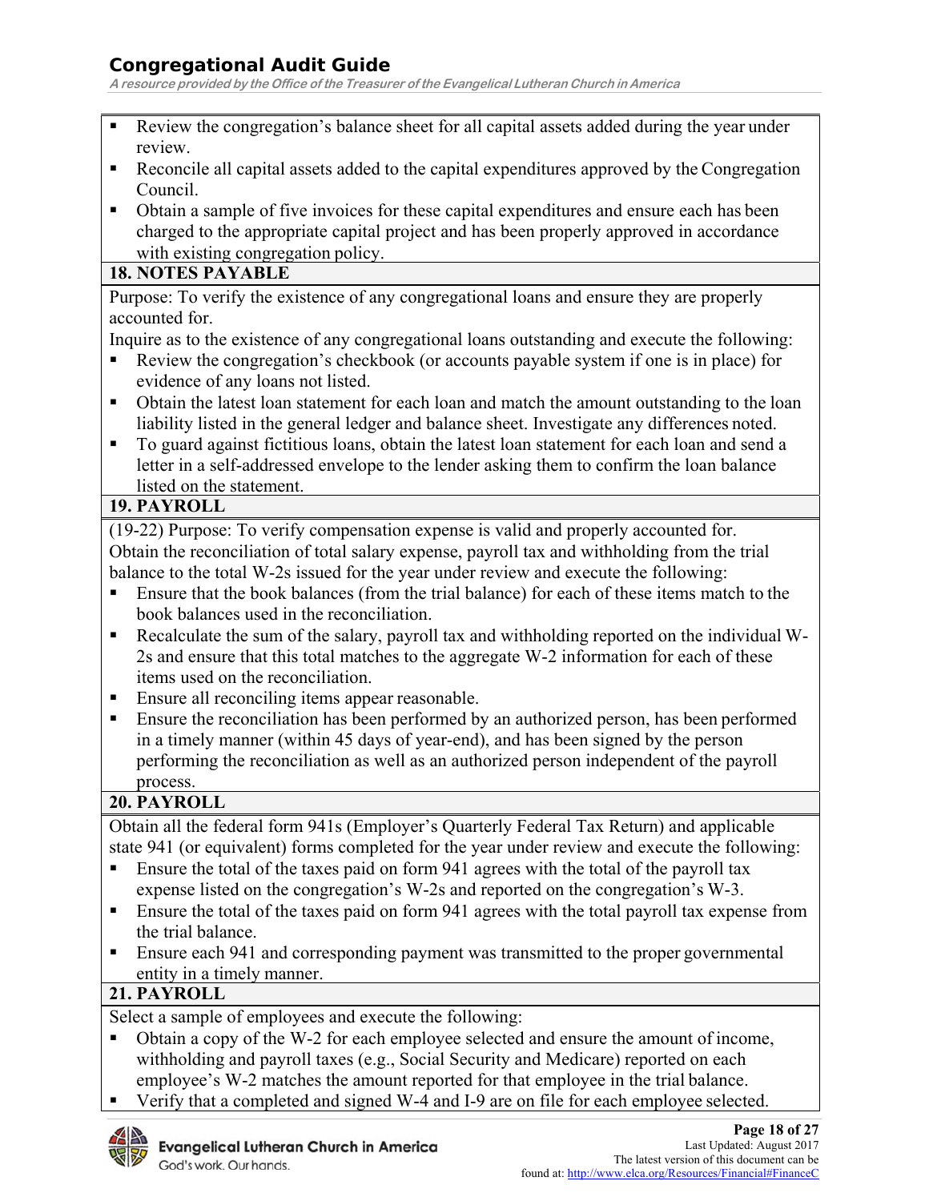- Review the congregation's balance sheet for all capital assets added during the year under review.
- Reconcile all capital assets added to the capital expenditures approved by the Congregation Council.
- Obtain a sample of five invoices for these capital expenditures and ensure each has been charged to the appropriate capital project and has been properly approved in accordance with existing congregation policy.

## 18. NOTES PAYABLE

Purpose: To verify the existence of any congregational loans and ensure they are properly accounted for.

Inquire as to the existence of any congregational loans outstanding and execute the following:

- Review the congregation's checkbook (or accounts payable system if one is in place) for evidence of any loans not listed.
- Obtain the latest loan statement for each loan and match the amount outstanding to the loan liability listed in the general ledger and balance sheet. Investigate any differences noted.
- To guard against fictitious loans, obtain the latest loan statement for each loan and send a letter in a self-addressed envelope to the lender asking them to confirm the loan balance listed on the statement.

## 19. PAYROLL

(19-22) Purpose: To verify compensation expense is valid and properly accounted for.

Obtain the reconciliation of total salary expense, payroll tax and withholding from the trial balance to the total W-2s issued for the year under review and execute the following:

- Ensure that the book balances (from the trial balance) for each of these items match to the book balances used in the reconciliation.
- Recalculate the sum of the salary, payroll tax and withholding reported on the individual W-2s and ensure that this total matches to the aggregate W-2 information for each of these items used on the reconciliation.
- Ensure all reconciling items appear reasonable.
- Ensure the reconciliation has been performed by an authorized person, has been performed in a timely manner (within 45 days of year-end), and has been signed by the person performing the reconciliation as well as an authorized person independent of the payroll process.

## 20. PAYROLL

Obtain all the federal form 941s (Employer's Quarterly Federal Tax Return) and applicable state 941 (or equivalent) forms completed for the year under review and execute the following:

- Ensure the total of the taxes paid on form 941 agrees with the total of the payroll tax expense listed on the congregation's W-2s and reported on the congregation's W-3.
- Ensure the total of the taxes paid on form 941 agrees with the total payroll tax expense from the trial balance.
- Ensure each 941 and corresponding payment was transmitted to the proper governmental entity in a timely manner.

## 21. PAYROLL

Select a sample of employees and execute the following:

- Obtain a copy of the W-2 for each employee selected and ensure the amount of income, withholding and payroll taxes (e.g., Social Security and Medicare) reported on each employee's W-2 matches the amount reported for that employee in the trial balance.
- Verify that a completed and signed W-4 and I-9 are on file for each employee selected.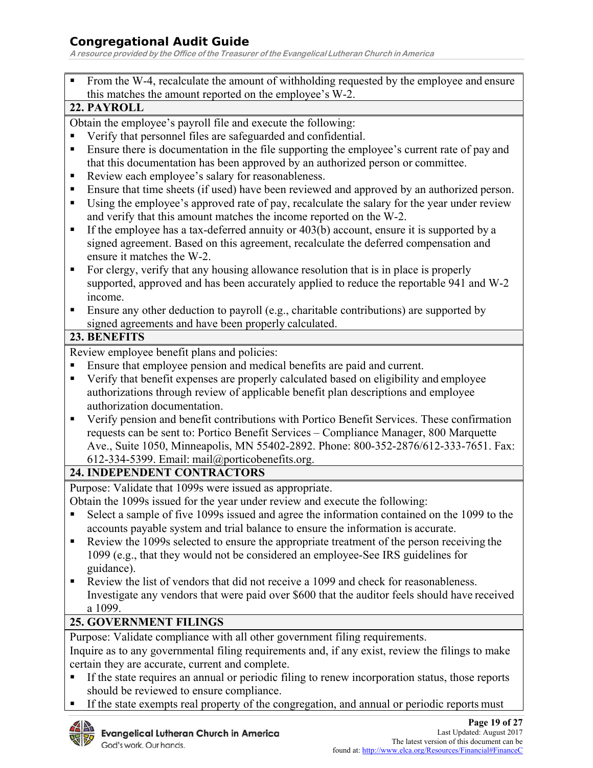- From the W-4, recalculate the amount of withholding requested by the employee and ensure this matches the amount reported on the employee's W-2.

## 22. PAYROLL

Obtain the employee's payroll file and execute the following:

- Verify that personnel files are safeguarded and confidential.
- Ensure there is documentation in the file supporting the employee's current rate of pay and that this documentation has been approved by an authorized person or committee.
- Review each employee's salary for reasonableness.
- Ensure that time sheets (if used) have been reviewed and approved by an authorized person.
- Using the employee's approved rate of pay, recalculate the salary for the year under review and verify that this amount matches the income reported on the W-2.
- If the employee has a tax-deferred annuity or 403(b) account, ensure it is supported by a signed agreement. Based on this agreement, recalculate the deferred compensation and ensure it matches the W-2.
- For clergy, verify that any housing allowance resolution that is in place is properly supported, approved and has been accurately applied to reduce the reportable 941 and W-2 income.
- Ensure any other deduction to payroll (e.g., charitable contributions) are supported by signed agreements and have been properly calculated.

## 23. BENEFITS

Review employee benefit plans and policies:

- Ensure that employee pension and medical benefits are paid and current.
- Verify that benefit expenses are properly calculated based on eligibility and employee authorizations through review of applicable benefit plan descriptions and employee authorization documentation.
- Verify pension and benefit contributions with Portico Benefit Services. These confirmation requests can be sent to: Portico Benefit Services – Compliance Manager, 800 Marquette Ave., Suite 1050, Minneapolis, MN 55402-2892. Phone: 800-352-2876/612-333-7651. Fax: 612-334-5399. Email: mail@porticobenefits.org.

## 24. INDEPENDENT CONTRACTORS

Purpose: Validate that 1099s were issued as appropriate.

Obtain the 1099s issued for the year under review and execute the following:

- Select a sample of five 1099s issued and agree the information contained on the 1099 to the accounts payable system and trial balance to ensure the information is accurate.
- Review the 1099s selected to ensure the appropriate treatment of the person receiving the 1099 (e.g., that they would not be considered an employee-See IRS guidelines for guidance).
- Review the list of vendors that did not receive a 1099 and check for reasonableness. Investigate any vendors that were paid over $600 that the auditor feels should have received a 1099.

## 25. GOVERNMENT FILINGS

Purpose: Validate compliance with all other government filing requirements.

Inquire as to any governmental filing requirements and, if any exist, review the filings to make certain they are accurate, current and complete.

- If the state requires an annual or periodic filing to renew incorporation status, those reports should be reviewed to ensure compliance.
- If the state exempts real property of the congregation, and annual or periodic reports must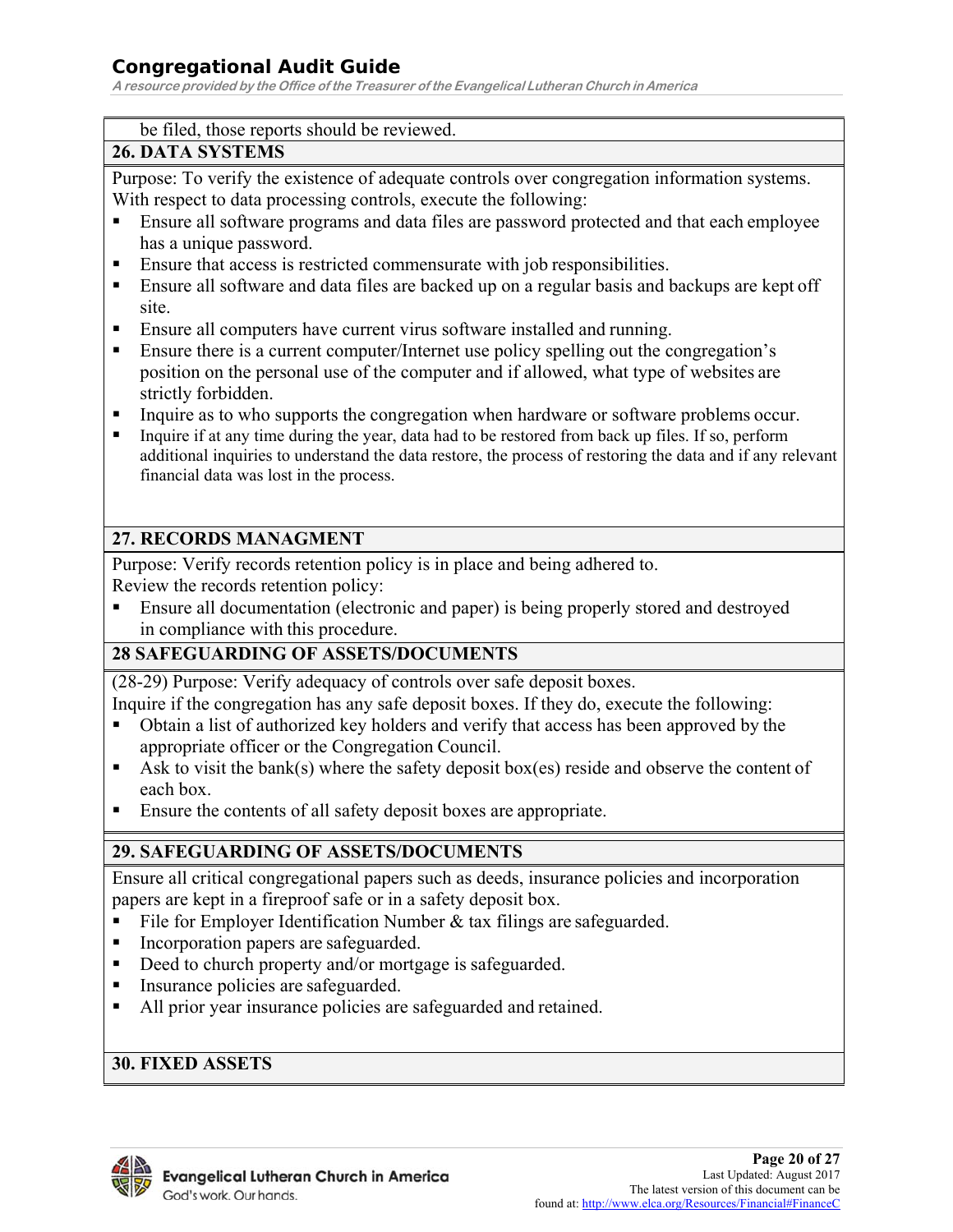be filed, those reports should be reviewed.

### 26. DATA SYSTEMS

Purpose: To verify the existence of adequate controls over congregation information systems.
With respect to data processing controls, execute the following:

- Ensure all software programs and data files are password protected and that each employee has a unique password.
- Ensure that access is restricted commensurate with job responsibilities.
- Ensure all software and data files are backed up on a regular basis and backups are kept off site.
- Ensure all computers have current virus software installed and running.
- Ensure there is a current computer/Internet use policy spelling out the congregation's position on the personal use of the computer and if allowed, what type of websites are strictly forbidden.
- Inquire as to who supports the congregation when hardware or software problems occur.
- Inquire if at any time during the year, data had to be restored from back up files. If so, perform additional inquiries to understand the data restore, the process of restoring the data and if any relevant financial data was lost in the process.

### 27. RECORDS MANAGMENT

Purpose: Verify records retention policy is in place and being adhered to.
Review the records retention policy:

- Ensure all documentation (electronic and paper) is being properly stored and destroyed in compliance with this procedure.

### 28 SAFEGUARDING OF ASSETS/DOCUMENTS

(28-29) Purpose: Verify adequacy of controls over safe deposit boxes.
Inquire if the congregation has any safe deposit boxes. If they do, execute the following:

- Obtain a list of authorized key holders and verify that access has been approved by the appropriate officer or the Congregation Council.
- Ask to visit the bank(s) where the safety deposit box(es) reside and observe the content of each box.
- Ensure the contents of all safety deposit boxes are appropriate.

### 29. SAFEGUARDING OF ASSETS/DOCUMENTS

Ensure all critical congregational papers such as deeds, insurance policies and incorporation papers are kept in a fireproof safe or in a safety deposit box.

- File for Employer Identification Number & tax filings are safeguarded.
- Incorporation papers are safeguarded.
- Deed to church property and/or mortgage is safeguarded.
- Insurance policies are safeguarded.
- All prior year insurance policies are safeguarded and retained.

### 30. FIXED ASSETS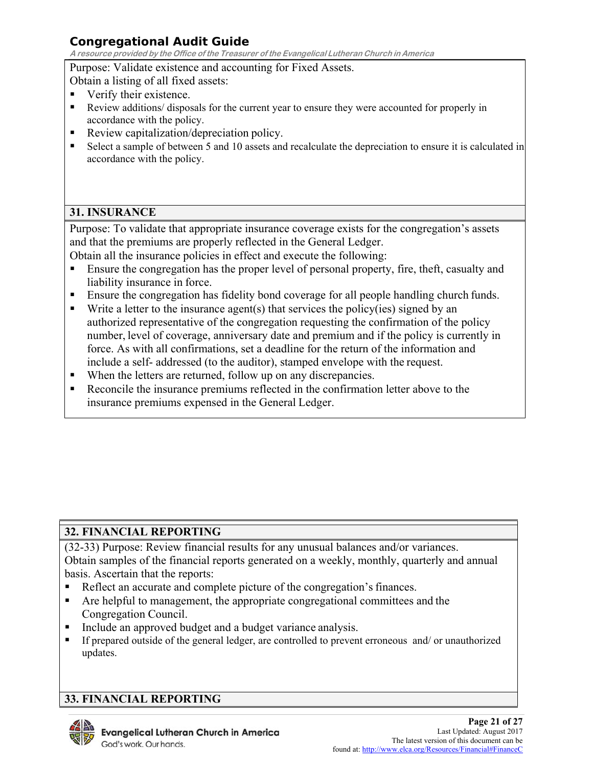Purpose: Validate existence and accounting for Fixed Assets.

Obtain a listing of all fixed assets:

- Verify their existence.
- Review additions/ disposals for the current year to ensure they were accounted for properly in accordance with the policy.
- Review capitalization/depreciation policy.
- Select a sample of between 5 and 10 assets and recalculate the depreciation to ensure it is calculated in accordance with the policy.

## 31. INSURANCE

Purpose: To validate that appropriate insurance coverage exists for the congregation's assets and that the premiums are properly reflected in the General Ledger.

Obtain all the insurance policies in effect and execute the following:

- Ensure the congregation has the proper level of personal property, fire, theft, casualty and liability insurance in force.
- Ensure the congregation has fidelity bond coverage for all people handling church funds.
- Write a letter to the insurance agent(s) that services the policy(ies) signed by an authorized representative of the congregation requesting the confirmation of the policy number, level of coverage, anniversary date and premium and if the policy is currently in force. As with all confirmations, set a deadline for the return of the information and include a self- addressed (to the auditor), stamped envelope with the request.
- When the letters are returned, follow up on any discrepancies.
- Reconcile the insurance premiums reflected in the confirmation letter above to the insurance premiums expensed in the General Ledger.

## 32. FINANCIAL REPORTING

(32-33) Purpose: Review financial results for any unusual balances and/or variances.

Obtain samples of the financial reports generated on a weekly, monthly, quarterly and annual basis. Ascertain that the reports:

- Reflect an accurate and complete picture of the congregation's finances.
- Are helpful to management, the appropriate congregational committees and the Congregation Council.
- Include an approved budget and a budget variance analysis.
- If prepared outside of the general ledger, are controlled to prevent erroneous and/ or unauthorized updates.

## 33. FINANCIAL REPORTING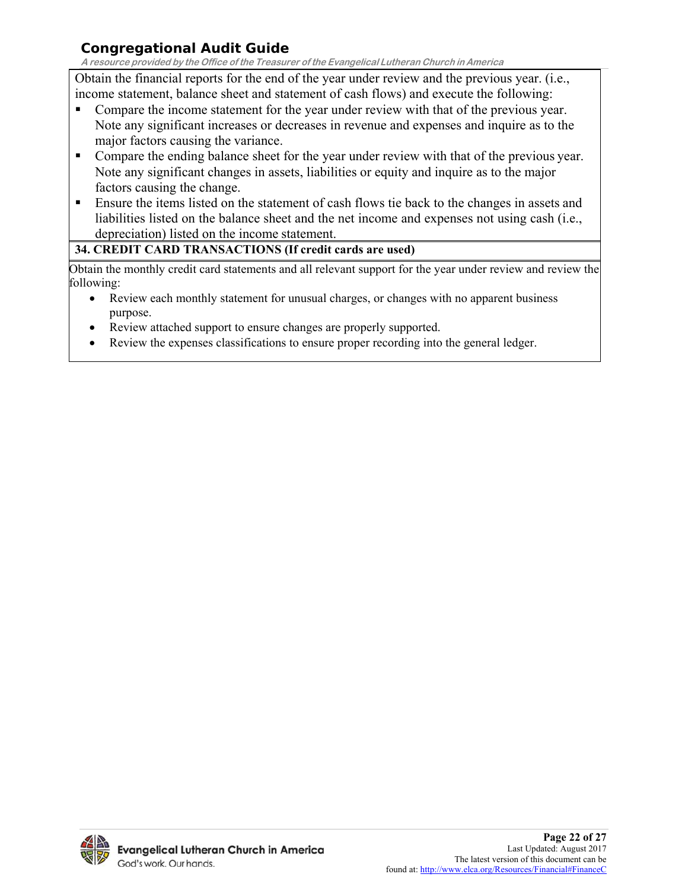Obtain the financial reports for the end of the year under review and the previous year. (i.e., income statement, balance sheet and statement of cash flows) and execute the following:

- Compare the income statement for the year under review with that of the previous year. Note any significant increases or decreases in revenue and expenses and inquire as to the major factors causing the variance.
- Compare the ending balance sheet for the year under review with that of the previous year. Note any significant changes in assets, liabilities or equity and inquire as to the major factors causing the change.
- Ensure the items listed on the statement of cash flows tie back to the changes in assets and liabilities listed on the balance sheet and the net income and expenses not using cash (i.e., depreciation) listed on the income statement.

**34. CREDIT CARD TRANSACTIONS (If credit cards are used)**

Obtain the monthly credit card statements and all relevant support for the year under review and review the following:

- Review each monthly statement for unusual charges, or changes with no apparent business purpose.
- Review attached support to ensure changes are properly supported.
- Review the expenses classifications to ensure proper recording into the general ledger.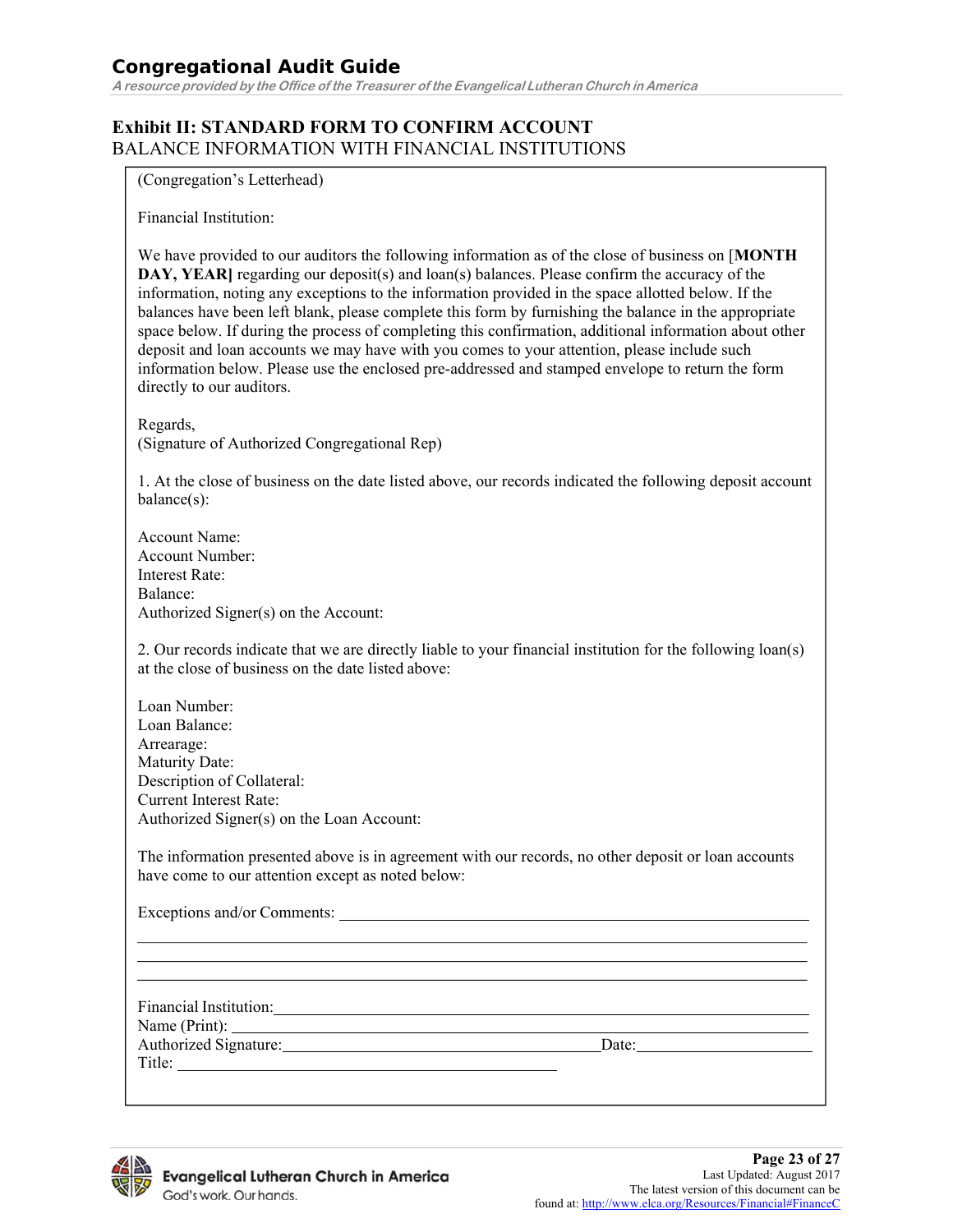## Exhibit II: STANDARD FORM TO CONFIRM ACCOUNT
BALANCE INFORMATION WITH FINANCIAL INSTITUTIONS

(Congregation's Letterhead)

Financial Institution:

We have provided to our auditors the following information as of the close of business on [**MONTH DAY, YEAR**] regarding our deposit(s) and loan(s) balances. Please confirm the accuracy of the information, noting any exceptions to the information provided in the space allotted below. If the balances have been left blank, please complete this form by furnishing the balance in the appropriate space below. If during the process of completing this confirmation, additional information about other deposit and loan accounts we may have with you comes to your attention, please include such information below. Please use the enclosed pre-addressed and stamped envelope to return the form directly to our auditors.

Regards,
(Signature of Authorized Congregational Rep)

1. At the close of business on the date listed above, our records indicated the following deposit account balance(s):

Account Name:
Account Number:
Interest Rate:
Balance:
Authorized Signer(s) on the Account:

2. Our records indicate that we are directly liable to your financial institution for the following loan(s) at the close of business on the date listed above:

Loan Number:
Loan Balance:
Arrearage:
Maturity Date:
Description of Collateral:
Current Interest Rate:
Authorized Signer(s) on the Loan Account:

The information presented above is in agreement with our records, no other deposit or loan accounts have come to our attention except as noted below:

Exceptions and/or Comments: ______________________________________________

____________________________________________________________________

____________________________________________________________________

____________________________________________________________________

Financial Institution: ___________________________________________________
Name (Print): _________________________________________________________
Authorized Signature: ______________________________ Date: _________________
Title: ___________________________________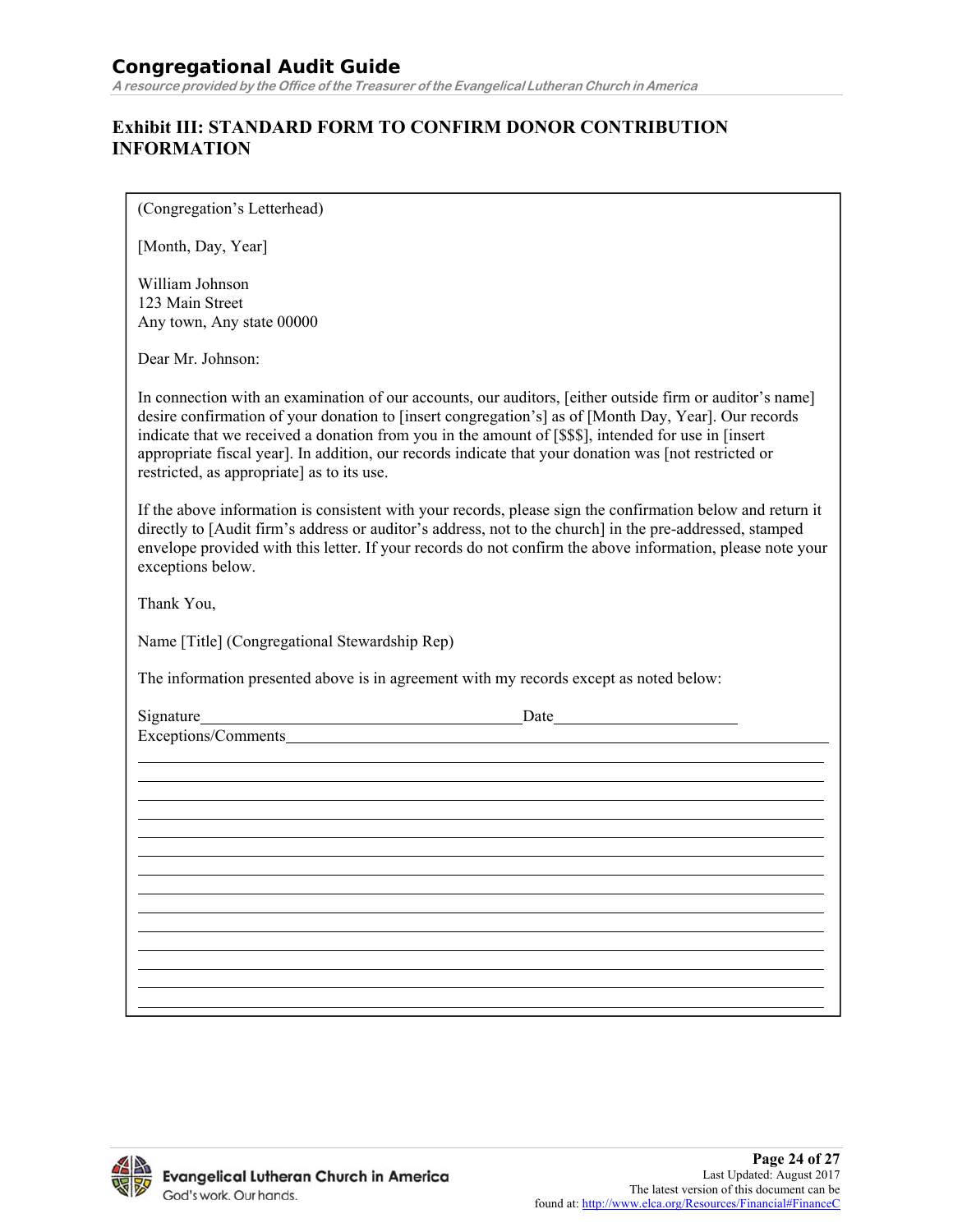## Exhibit III: STANDARD FORM TO CONFIRM DONOR CONTRIBUTION INFORMATION

(Congregation's Letterhead)

[Month, Day, Year]

William Johnson
123 Main Street
Any town, Any state 00000

Dear Mr. Johnson:

In connection with an examination of our accounts, our auditors, [either outside firm or auditor's name] desire confirmation of your donation to [insert congregation's] as of [Month Day, Year]. Our records indicate that we received a donation from you in the amount of [$$$], intended for use in [insert appropriate fiscal year]. In addition, our records indicate that your donation was [not restricted or restricted, as appropriate] as to its use.

If the above information is consistent with your records, please sign the confirmation below and return it directly to [Audit firm's address or auditor's address, not to the church] in the pre-addressed, stamped envelope provided with this letter. If your records do not confirm the above information, please note your exceptions below.

Thank You,

Name [Title] (Congregational Stewardship Rep)

The information presented above is in agreement with my records except as noted below:

Signature________________________________________ Date________________________

Exceptions/Comments________________________________________________________________

______________________________________________________________________________

______________________________________________________________________________

______________________________________________________________________________

______________________________________________________________________________

______________________________________________________________________________

______________________________________________________________________________

______________________________________________________________________________

______________________________________________________________________________

______________________________________________________________________________

______________________________________________________________________________

______________________________________________________________________________

______________________________________________________________________________

______________________________________________________________________________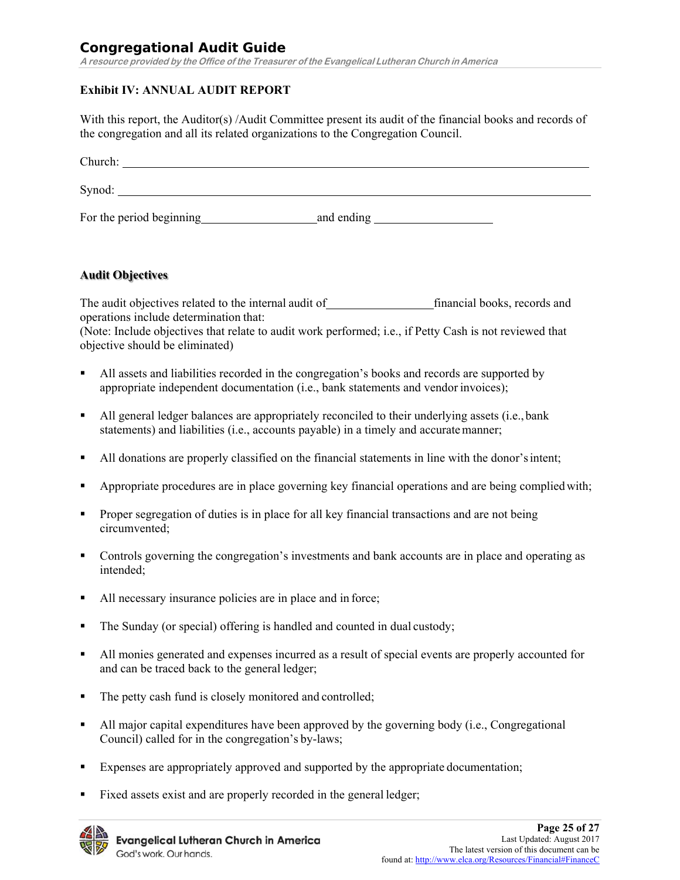### Exhibit IV: ANNUAL AUDIT REPORT

With this report, the Auditor(s) /Audit Committee present its audit of the financial books and records of the congregation and all its related organizations to the Congregation Council.

Church: ______________________________________________________________________

Synod: ______________________________________________________________________

For the period beginning____________________and ending ____________________

#### Audit Objectives

The audit objectives related to the internal audit of__________________financial books, records and operations include determination that:
(Note: Include objectives that relate to audit work performed; i.e., if Petty Cash is not reviewed that objective should be eliminated)

- All assets and liabilities recorded in the congregation's books and records are supported by appropriate independent documentation (i.e., bank statements and vendor invoices);
- All general ledger balances are appropriately reconciled to their underlying assets (i.e., bank statements) and liabilities (i.e., accounts payable) in a timely and accurate manner;
- All donations are properly classified on the financial statements in line with the donor's intent;
- Appropriate procedures are in place governing key financial operations and are being complied with;
- Proper segregation of duties is in place for all key financial transactions and are not being circumvented;
- Controls governing the congregation's investments and bank accounts are in place and operating as intended;
- All necessary insurance policies are in place and in force;
- The Sunday (or special) offering is handled and counted in dual custody;
- All monies generated and expenses incurred as a result of special events are properly accounted for and can be traced back to the general ledger;
- The petty cash fund is closely monitored and controlled;
- All major capital expenditures have been approved by the governing body (i.e., Congregational Council) called for in the congregation's by-laws;
- Expenses are appropriately approved and supported by the appropriate documentation;
- Fixed assets exist and are properly recorded in the general ledger;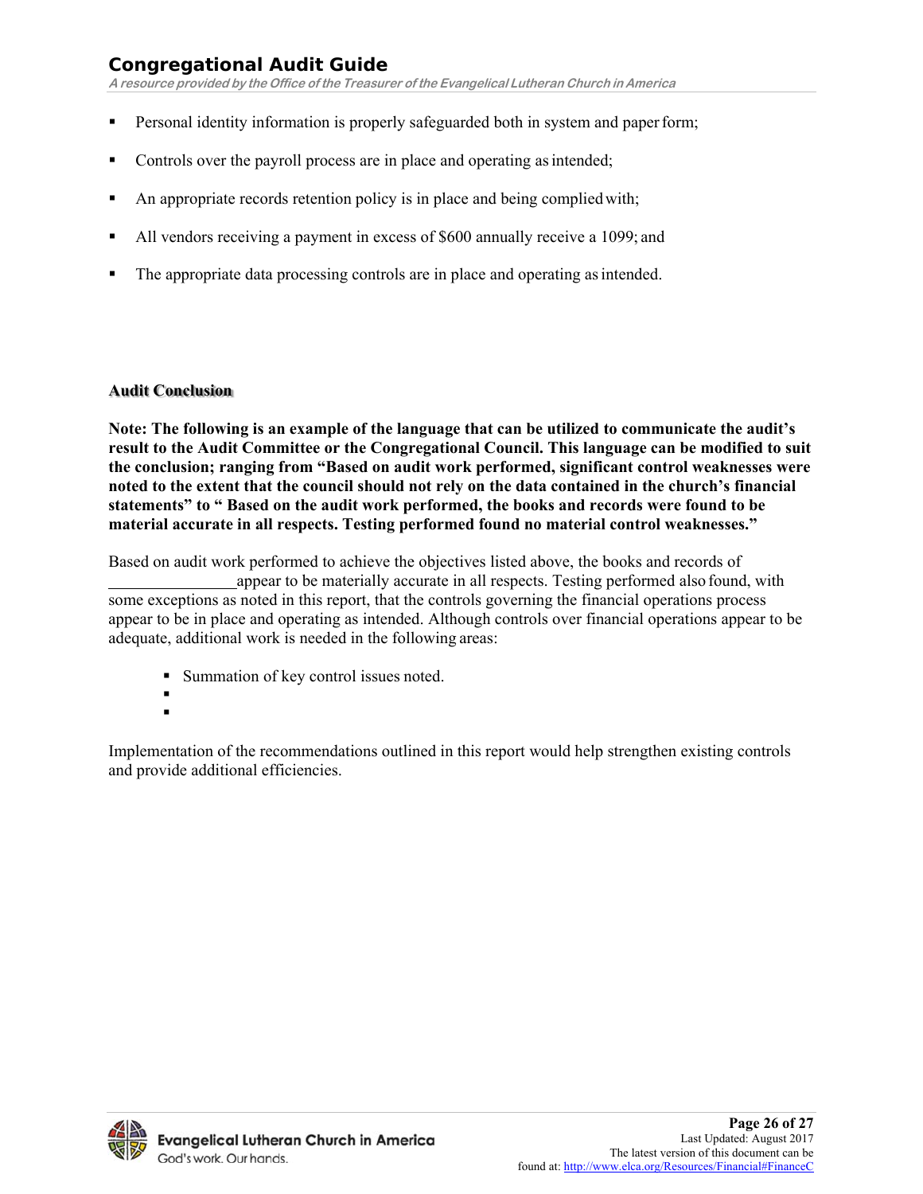- Personal identity information is properly safeguarded both in system and paper form;
- Controls over the payroll process are in place and operating as intended;
- An appropriate records retention policy is in place and being complied with;
- All vendors receiving a payment in excess of $600 annually receive a 1099; and
- The appropriate data processing controls are in place and operating as intended.

**Audit Conclusion**

**Note: The following is an example of the language that can be utilized to communicate the audit's result to the Audit Committee or the Congregational Council. This language can be modified to suit the conclusion; ranging from "Based on audit work performed, significant control weaknesses were noted to the extent that the council should not rely on the data contained in the church's financial statements" to " Based on the audit work performed, the books and records were found to be material accurate in all respects. Testing performed found no material control weaknesses."**

Based on audit work performed to achieve the objectives listed above, the books and records of \_\_\_\_\_\_\_\_\_\_\_\_\_\_\_\_ appear to be materially accurate in all respects. Testing performed also found, with some exceptions as noted in this report, that the controls governing the financial operations process appear to be in place and operating as intended. Although controls over financial operations appear to be adequate, additional work is needed in the following areas:

- Summation of key control issues noted.
- 
- 

Implementation of the recommendations outlined in this report would help strengthen existing controls and provide additional efficiencies.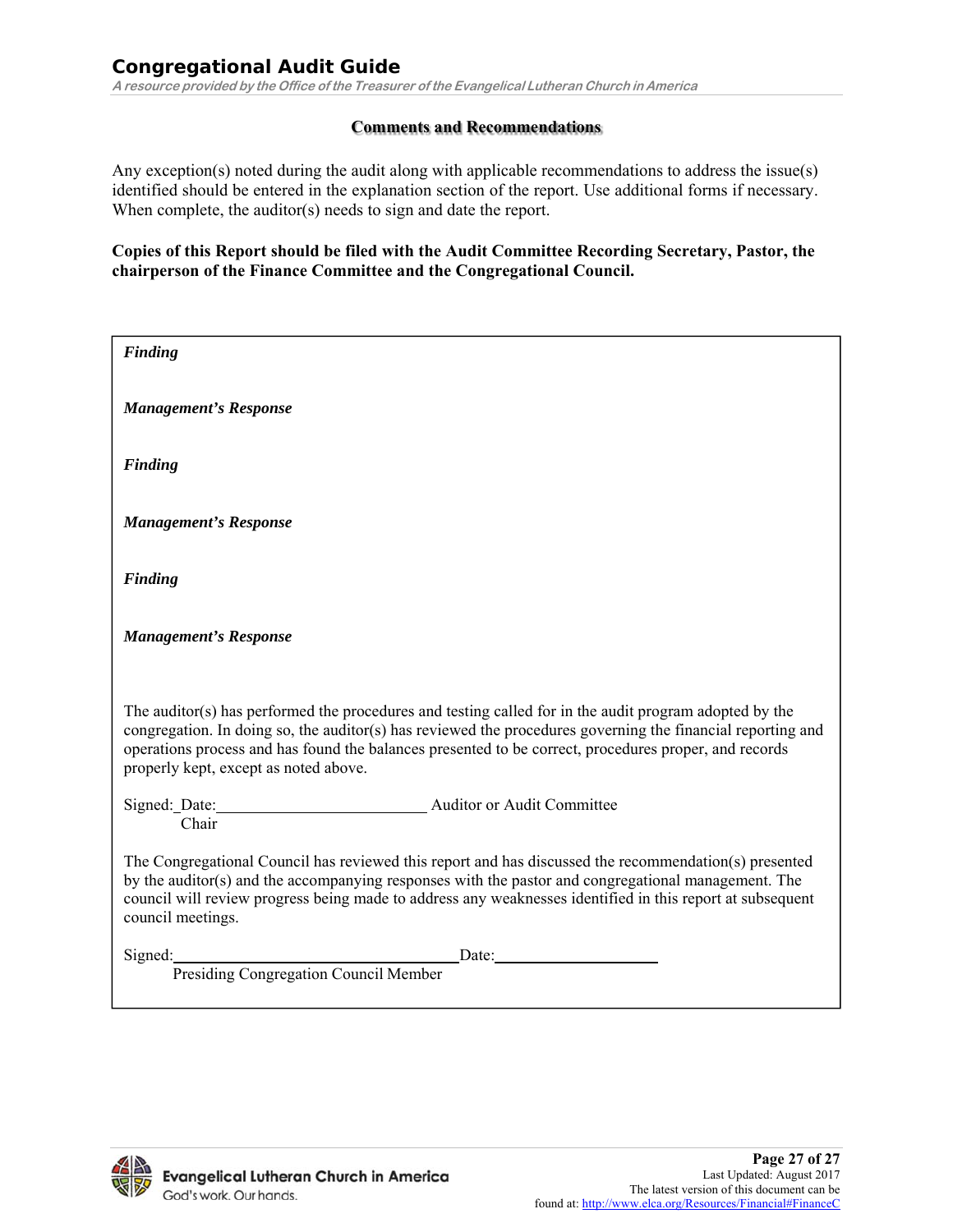## Comments and Recommendations

Any exception(s) noted during the audit along with applicable recommendations to address the issue(s) identified should be entered in the explanation section of the report. Use additional forms if necessary. When complete, the auditor(s) needs to sign and date the report.

**Copies of this Report should be filed with the Audit Committee Recording Secretary, Pastor, the chairperson of the Finance Committee and the Congregational Council.**

***Finding***

***Management's Response***

***Finding***

***Management's Response***

***Finding***

***Management's Response***

The auditor(s) has performed the procedures and testing called for in the audit program adopted by the congregation. In doing so, the auditor(s) has reviewed the procedures governing the financial reporting and operations process and has found the balances presented to be correct, procedures proper, and records properly kept, except as noted above.

Signed: Date:\_\_\_\_\_\_\_\_\_\_\_\_\_\_\_\_\_\_\_\_\_\_\_\_\_ Auditor or Audit Committee Chair

The Congregational Council has reviewed this report and has discussed the recommendation(s) presented by the auditor(s) and the accompanying responses with the pastor and congregational management. The council will review progress being made to address any weaknesses identified in this report at subsequent council meetings.

Signed:\_\_\_\_\_\_\_\_\_\_\_\_\_\_\_\_\_\_\_\_\_\_\_\_\_\_\_\_\_\_\_\_\_\_\_ Date:\_\_\_\_\_\_\_\_\_\_\_\_\_\_\_\_\_\_\_\_
Presiding Congregation Council Member